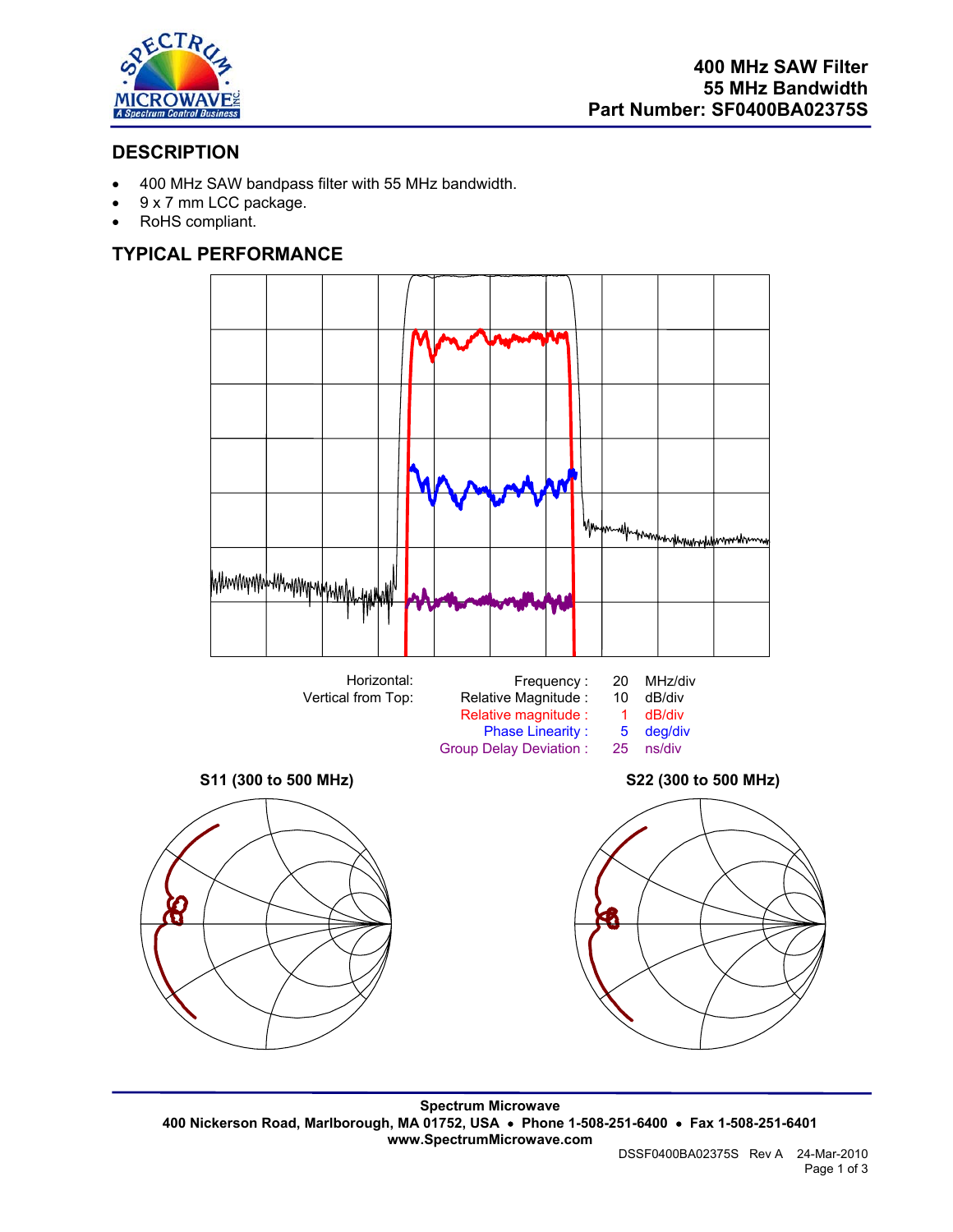# 400 MHz SAW Filter
# 55 MHz Bandwidth
# Part Number: SF0400BA02375S

## DESCRIPTION

- 400 MHz SAW bandpass filter with 55 MHz bandwidth.
- 9 x 7 mm LCC package.
- RoHS compliant.

## TYPICAL PERFORMANCE

| Horizontal: | Frequency : | 20 | MHz/div |
|---|---|---|---|
| Vertical from Top: | Relative Magnitude : | 10 | dB/div |
| | Relative magnitude : | 1 | dB/div |
| | Phase Linearity : | 5 | deg/div |
| | Group Delay Deviation : | 25 | ns/div |

**S11 (300 to 500 MHz)**

**S22 (300 to 500 MHz)**

**Spectrum Microwave**
**400 Nickerson Road, Marlborough, MA 01752, USA • Phone 1-508-251-6400 • Fax 1-508-251-6401**
**www.SpectrumMicrowave.com**

DSSF0400BA02375S Rev A 24-Mar-2010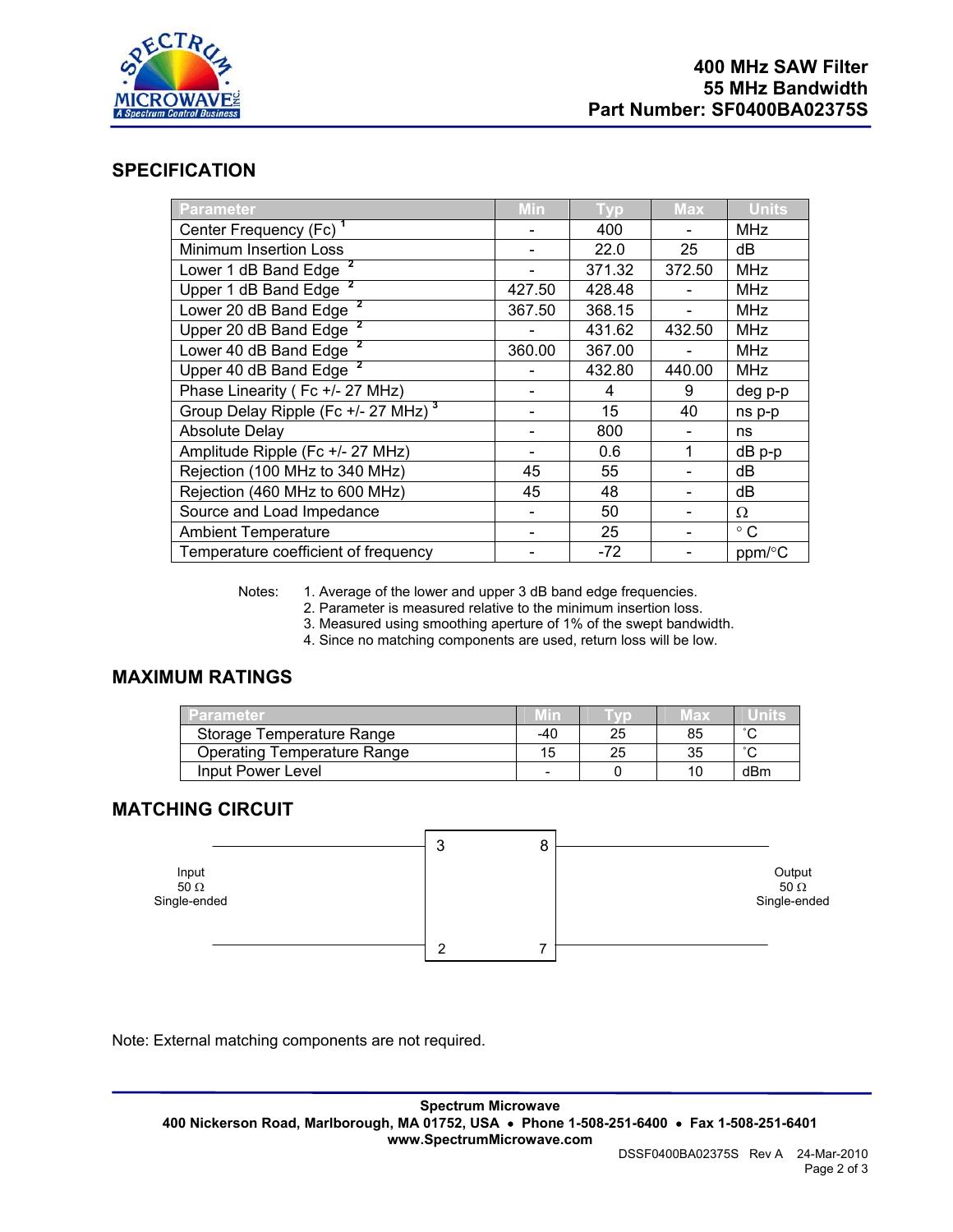400 MHz SAW Filter
55 MHz Bandwidth
Part Number: SF0400BA02375S

## SPECIFICATION

| Parameter | Min | Typ | Max | Units |
|---|---|---|---|---|
| Center Frequency (Fc) [1] | - | 400 | - | MHz |
| Minimum Insertion Loss | - | 22.0 | 25 | dB |
| Lower 1 dB Band Edge [2] | - | 371.32 | 372.50 | MHz |
| Upper 1 dB Band Edge [2] | 427.50 | 428.48 | - | MHz |
| Lower 20 dB Band Edge [2] | 367.50 | 368.15 | - | MHz |
| Upper 20 dB Band Edge [2] | - | 431.62 | 432.50 | MHz |
| Lower 40 dB Band Edge [2] | 360.00 | 367.00 | - | MHz |
| Upper 40 dB Band Edge [2] | - | 432.80 | 440.00 | MHz |
| Phase Linearity ( Fc +/- 27 MHz) | - | 4 | 9 | deg p-p |
| Group Delay Ripple (Fc +/- 27 MHz) [3] | - | 15 | 40 | ns p-p |
| Absolute Delay | - | 800 | - | ns |
| Amplitude Ripple (Fc +/- 27 MHz) | - | 0.6 | 1 | dB p-p |
| Rejection (100 MHz to 340 MHz) | 45 | 55 | - | dB |
| Rejection (460 MHz to 600 MHz) | 45 | 48 | - | dB |
| Source and Load Impedance | - | 50 | - | Ω |
| Ambient Temperature | - | 25 | - | ° C |
| Temperature coefficient of frequency | - | -72 | - | ppm/°C |

Notes:
1. Average of the lower and upper 3 dB band edge frequencies.
2. Parameter is measured relative to the minimum insertion loss.
3. Measured using smoothing aperture of 1% of the swept bandwidth.
4. Since no matching components are used, return loss will be low.

## MAXIMUM RATINGS

| Parameter | Min | Typ | Max | Units |
|---|---|---|---|---|
| Storage Temperature Range | -40 | 25 | 85 | ˚C |
| Operating Temperature Range | 15 | 25 | 35 | ˚C |
| Input Power Level | - | 0 | 10 | dBm |

## MATCHING CIRCUIT

Input 50 Ω Single-ended — pins 3, 2 | pins 8, 7 — Output 50 Ω Single-ended

Note: External matching components are not required.

**Spectrum Microwave**
**400 Nickerson Road, Marlborough, MA 01752, USA • Phone 1-508-251-6400 • Fax 1-508-251-6401**
**www.SpectrumMicrowave.com**

DSSF0400BA02375S Rev A 24-Mar-2010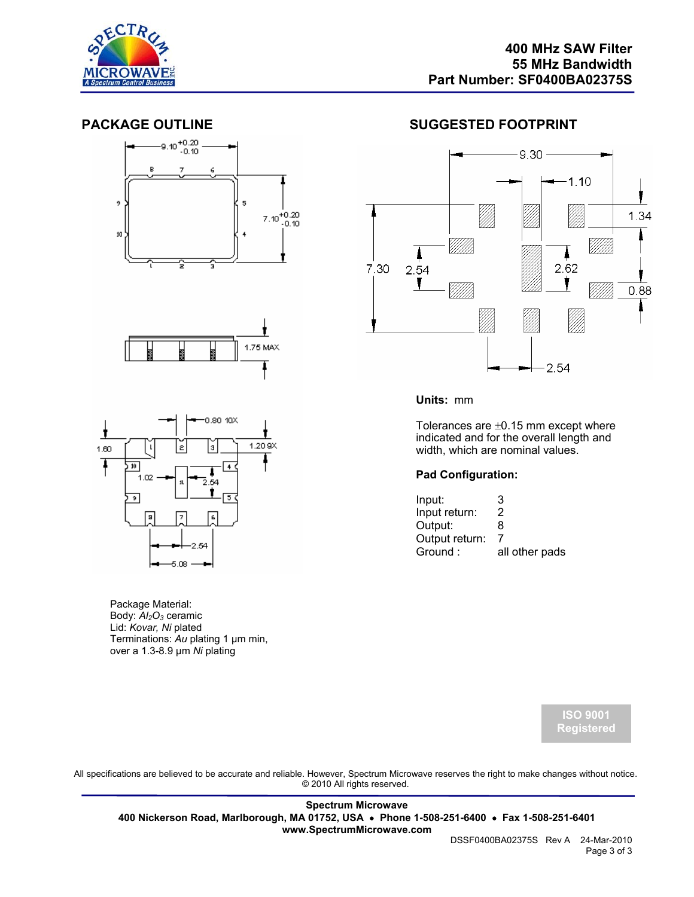400 MHz SAW Filter
55 MHz Bandwidth
Part Number: SF0400BA02375S

## PACKAGE OUTLINE

9.10 +0.20 -0.10

7.10 +0.20 -0.10

1.75 MAX

0.80 10X

1.60

1.20 9X

1.02

2.54

2.54

5.08

## SUGGESTED FOOTPRINT

9.30

1.10

1.34

7.30

2.54

2.62

0.88

2.54

**Units:** mm

Tolerances are ±0.15 mm except where indicated and for the overall length and width, which are nominal values.

**Pad Configuration:**

| | |
|---|---|
| Input: | 3 |
| Input return: | 2 |
| Output: | 8 |
| Output return: | 7 |
| Ground : | all other pads |

Package Material:
Body: $Al_2O_3$ ceramic
Lid: *Kovar, Ni* plated
Terminations: *Au* plating 1 µm min, over a 1.3-8.9 µm *Ni* plating

ISO 9001 Registered

All specifications are believed to be accurate and reliable. However, Spectrum Microwave reserves the right to make changes without notice.
© 2010 All rights reserved.

**Spectrum Microwave**
**400 Nickerson Road, Marlborough, MA 01752, USA • Phone 1-508-251-6400 • Fax 1-508-251-6401**
**www.SpectrumMicrowave.com**

DSSF0400BA02375S Rev A 24-Mar-2010